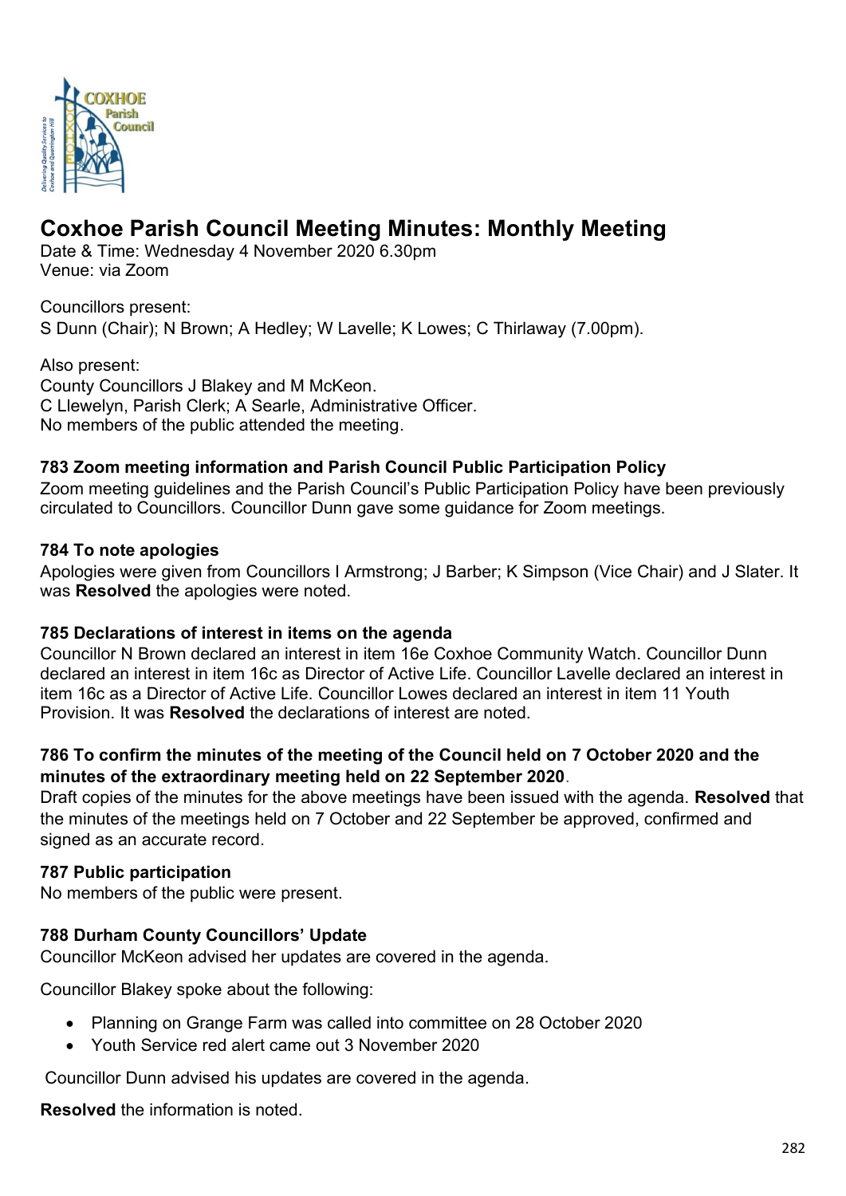# Coxhoe Parish Council Meeting Minutes: Monthly Meeting

Date & Time: Wednesday 4 November 2020 6.30pm
Venue: via Zoom

Councillors present:
S Dunn (Chair); N Brown; A Hedley; W Lavelle; K Lowes; C Thirlaway (7.00pm).

Also present:
County Councillors J Blakey and M McKeon.
C Llewelyn, Parish Clerk; A Searle, Administrative Officer.
No members of the public attended the meeting.

### 783 Zoom meeting information and Parish Council Public Participation Policy

Zoom meeting guidelines and the Parish Council's Public Participation Policy have been previously circulated to Councillors. Councillor Dunn gave some guidance for Zoom meetings.

### 784 To note apologies

Apologies were given from Councillors I Armstrong; J Barber; K Simpson (Vice Chair) and J Slater. It was **Resolved** the apologies were noted.

### 785 Declarations of interest in items on the agenda

Councillor N Brown declared an interest in item 16e Coxhoe Community Watch. Councillor Dunn declared an interest in item 16c as Director of Active Life. Councillor Lavelle declared an interest in item 16c as a Director of Active Life. Councillor Lowes declared an interest in item 11 Youth Provision. It was **Resolved** the declarations of interest are noted.

### 786 To confirm the minutes of the meeting of the Council held on 7 October 2020 and the minutes of the extraordinary meeting held on 22 September 2020.

Draft copies of the minutes for the above meetings have been issued with the agenda. **Resolved** that the minutes of the meetings held on 7 October and 22 September be approved, confirmed and signed as an accurate record.

### 787 Public participation

No members of the public were present.

### 788 Durham County Councillors' Update

Councillor McKeon advised her updates are covered in the agenda.

Councillor Blakey spoke about the following:

- Planning on Grange Farm was called into committee on 28 October 2020
- Youth Service red alert came out 3 November 2020

Councillor Dunn advised his updates are covered in the agenda.

**Resolved** the information is noted.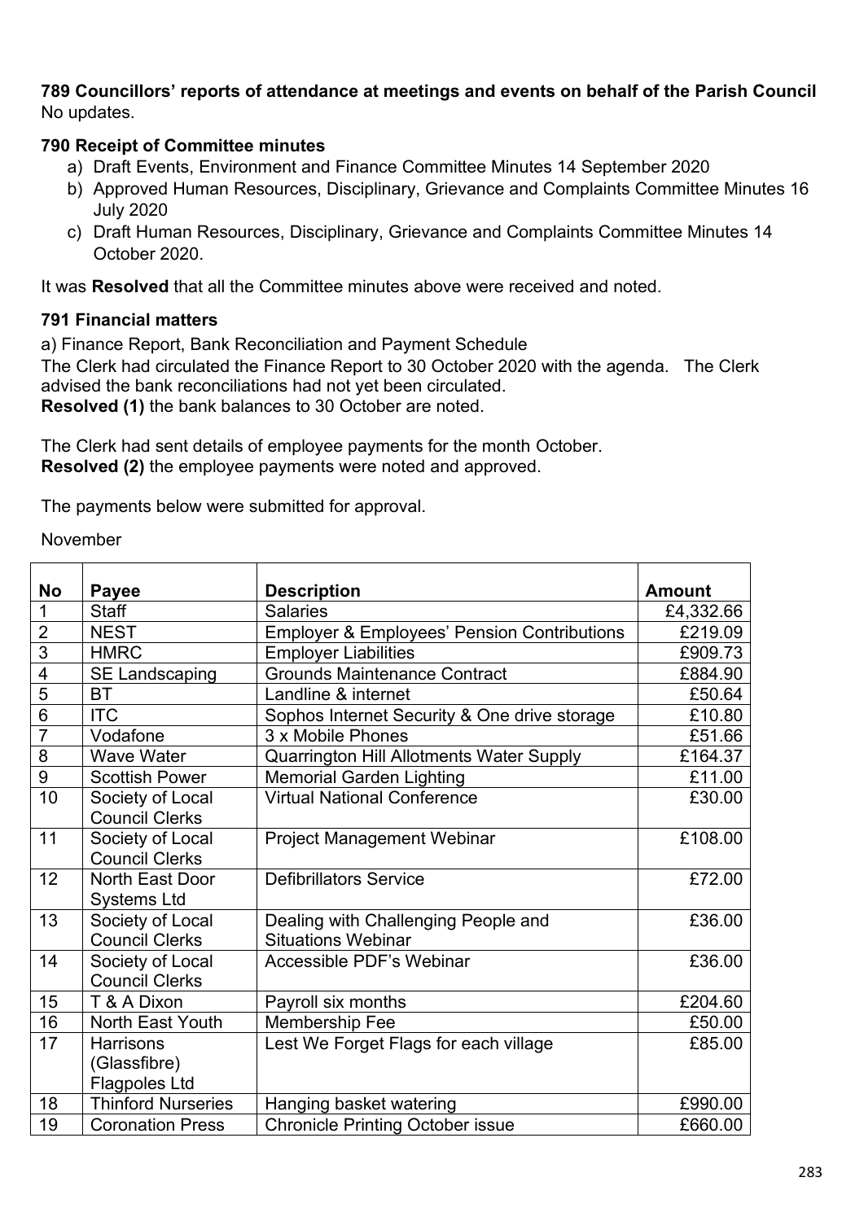**789 Councillors' reports of attendance at meetings and events on behalf of the Parish Council**

No updates.

**790 Receipt of Committee minutes**

a) Draft Events, Environment and Finance Committee Minutes 14 September 2020
b) Approved Human Resources, Disciplinary, Grievance and Complaints Committee Minutes 16 July 2020
c) Draft Human Resources, Disciplinary, Grievance and Complaints Committee Minutes 14 October 2020.

It was **Resolved** that all the Committee minutes above were received and noted.

**791 Financial matters**

a) Finance Report, Bank Reconciliation and Payment Schedule

The Clerk had circulated the Finance Report to 30 October 2020 with the agenda. The Clerk advised the bank reconciliations had not yet been circulated.

**Resolved (1)** the bank balances to 30 October are noted.

The Clerk had sent details of employee payments for the month October.

**Resolved (2)** the employee payments were noted and approved.

The payments below were submitted for approval.

November

| No | Payee | Description | Amount |
|---|---|---|---|
| 1 | Staff | Salaries | £4,332.66 |
| 2 | NEST | Employer & Employees' Pension Contributions | £219.09 |
| 3 | HMRC | Employer Liabilities | £909.73 |
| 4 | SE Landscaping | Grounds Maintenance Contract | £884.90 |
| 5 | BT | Landline & internet | £50.64 |
| 6 | ITC | Sophos Internet Security & One drive storage | £10.80 |
| 7 | Vodafone | 3 x Mobile Phones | £51.66 |
| 8 | Wave Water | Quarrington Hill Allotments Water Supply | £164.37 |
| 9 | Scottish Power | Memorial Garden Lighting | £11.00 |
| 10 | Society of Local Council Clerks | Virtual National Conference | £30.00 |
| 11 | Society of Local Council Clerks | Project Management Webinar | £108.00 |
| 12 | North East Door Systems Ltd | Defibrillators Service | £72.00 |
| 13 | Society of Local Council Clerks | Dealing with Challenging People and Situations Webinar | £36.00 |
| 14 | Society of Local Council Clerks | Accessible PDF's Webinar | £36.00 |
| 15 | T & A Dixon | Payroll six months | £204.60 |
| 16 | North East Youth | Membership Fee | £50.00 |
| 17 | Harrisons (Glassfibre) Flagpoles Ltd | Lest We Forget Flags for each village | £85.00 |
| 18 | Thinford Nurseries | Hanging basket watering | £990.00 |
| 19 | Coronation Press | Chronicle Printing October issue | £660.00 |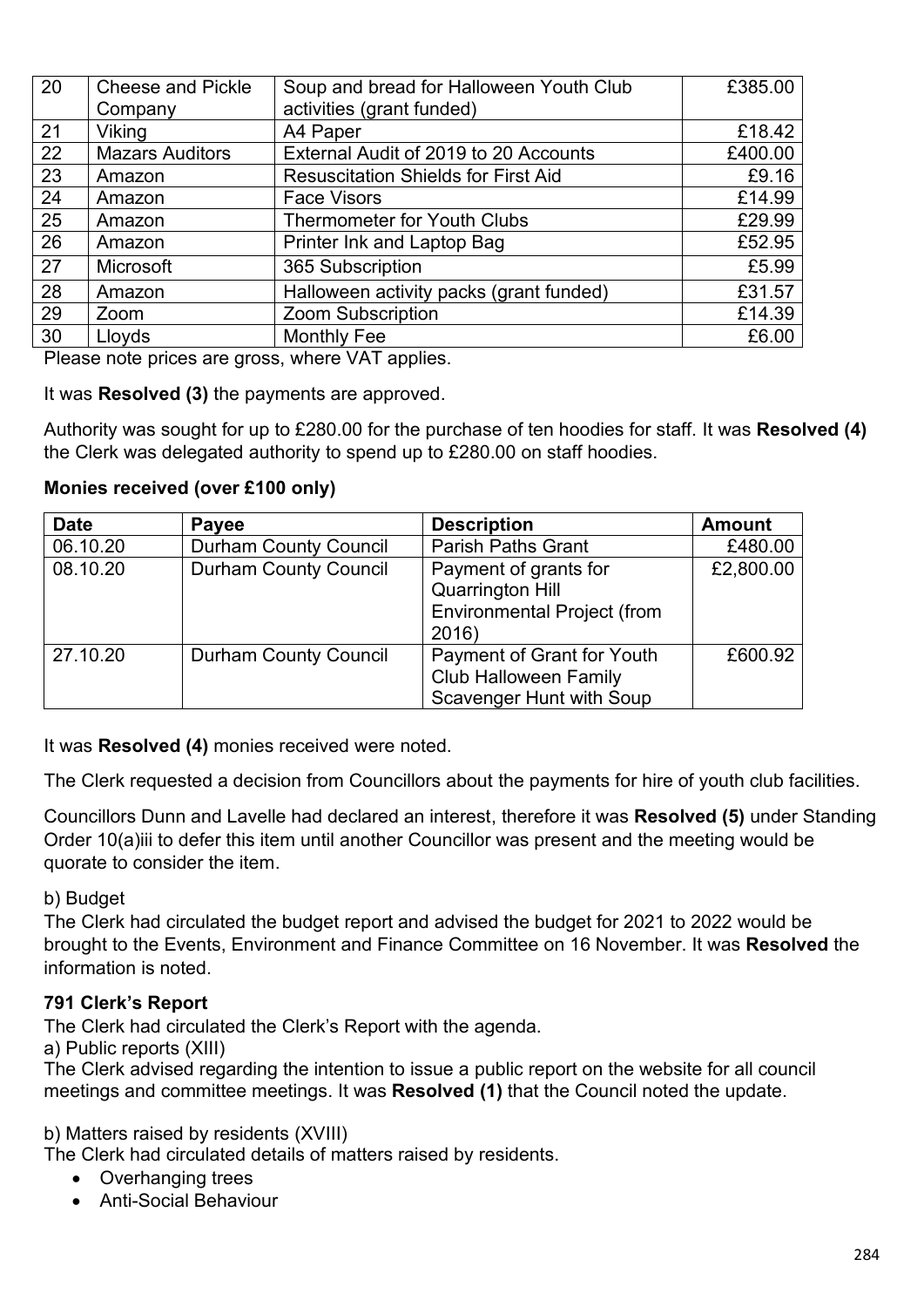| 20 | Cheese and Pickle Company | Soup and bread for Halloween Youth Club activities (grant funded) | £385.00 |
|---|---|---|---|
| 21 | Viking | A4 Paper | £18.42 |
| 22 | Mazars Auditors | External Audit of 2019 to 20 Accounts | £400.00 |
| 23 | Amazon | Resuscitation Shields for First Aid | £9.16 |
| 24 | Amazon | Face Visors | £14.99 |
| 25 | Amazon | Thermometer for Youth Clubs | £29.99 |
| 26 | Amazon | Printer Ink and Laptop Bag | £52.95 |
| 27 | Microsoft | 365 Subscription | £5.99 |
| 28 | Amazon | Halloween activity packs (grant funded) | £31.57 |
| 29 | Zoom | Zoom Subscription | £14.39 |
| 30 | Lloyds | Monthly Fee | £6.00 |

Please note prices are gross, where VAT applies.

It was **Resolved (3)** the payments are approved.

Authority was sought for up to £280.00 for the purchase of ten hoodies for staff. It was **Resolved (4)** the Clerk was delegated authority to spend up to £280.00 on staff hoodies.

**Monies received (over £100 only)**

| Date | Payee | Description | Amount |
|---|---|---|---|
| 06.10.20 | Durham County Council | Parish Paths Grant | £480.00 |
| 08.10.20 | Durham County Council | Payment of grants for Quarrington Hill Environmental Project (from 2016) | £2,800.00 |
| 27.10.20 | Durham County Council | Payment of Grant for Youth Club Halloween Family Scavenger Hunt with Soup | £600.92 |

It was **Resolved (4)** monies received were noted.

The Clerk requested a decision from Councillors about the payments for hire of youth club facilities.

Councillors Dunn and Lavelle had declared an interest, therefore it was **Resolved (5)** under Standing Order 10(a)iii to defer this item until another Councillor was present and the meeting would be quorate to consider the item.

b) Budget
The Clerk had circulated the budget report and advised the budget for 2021 to 2022 would be brought to the Events, Environment and Finance Committee on 16 November. It was **Resolved** the information is noted.

**791 Clerk's Report**

The Clerk had circulated the Clerk's Report with the agenda.

a) Public reports (XIII)
The Clerk advised regarding the intention to issue a public report on the website for all council meetings and committee meetings. It was **Resolved (1)** that the Council noted the update.

b) Matters raised by residents (XVIII)
The Clerk had circulated details of matters raised by residents.

- Overhanging trees
- Anti-Social Behaviour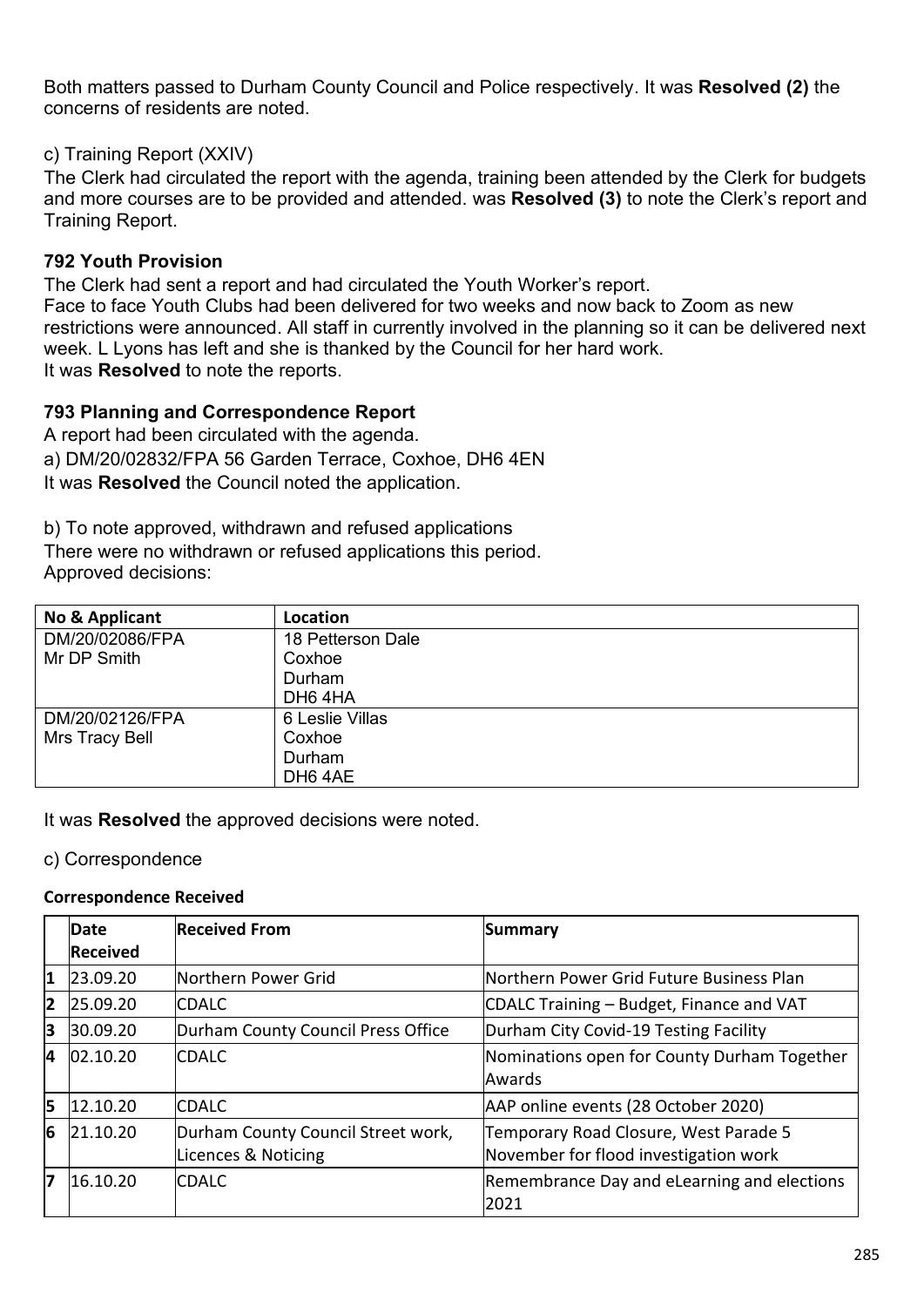Both matters passed to Durham County Council and Police respectively. It was **Resolved (2)** the concerns of residents are noted.

c) Training Report (XXIV)

The Clerk had circulated the report with the agenda, training been attended by the Clerk for budgets and more courses are to be provided and attended. was **Resolved (3)** to note the Clerk's report and Training Report.

**792 Youth Provision**

The Clerk had sent a report and had circulated the Youth Worker's report.

Face to face Youth Clubs had been delivered for two weeks and now back to Zoom as new restrictions were announced. All staff in currently involved in the planning so it can be delivered next week. L Lyons has left and she is thanked by the Council for her hard work.

It was **Resolved** to note the reports.

**793 Planning and Correspondence Report**

A report had been circulated with the agenda.

a) DM/20/02832/FPA 56 Garden Terrace, Coxhoe, DH6 4EN

It was **Resolved** the Council noted the application.

b) To note approved, withdrawn and refused applications

There were no withdrawn or refused applications this period.

Approved decisions:

| No & Applicant | Location |
|---|---|
| DM/20/02086/FPA<br>Mr DP Smith | 18 Petterson Dale<br>Coxhoe<br>Durham<br>DH6 4HA |
| DM/20/02126/FPA<br>Mrs Tracy Bell | 6 Leslie Villas<br>Coxhoe<br>Durham<br>DH6 4AE |

It was **Resolved** the approved decisions were noted.

c) Correspondence

**Correspondence Received**

| | Date Received | Received From | Summary |
|---|---|---|---|
| 1 | 23.09.20 | Northern Power Grid | Northern Power Grid Future Business Plan |
| 2 | 25.09.20 | CDALC | CDALC Training – Budget, Finance and VAT |
| 3 | 30.09.20 | Durham County Council Press Office | Durham City Covid-19 Testing Facility |
| 4 | 02.10.20 | CDALC | Nominations open for County Durham Together Awards |
| 5 | 12.10.20 | CDALC | AAP online events (28 October 2020) |
| 6 | 21.10.20 | Durham County Council Street work, Licences & Noticing | Temporary Road Closure, West Parade 5 November for flood investigation work |
| 7 | 16.10.20 | CDALC | Remembrance Day and eLearning and elections 2021 |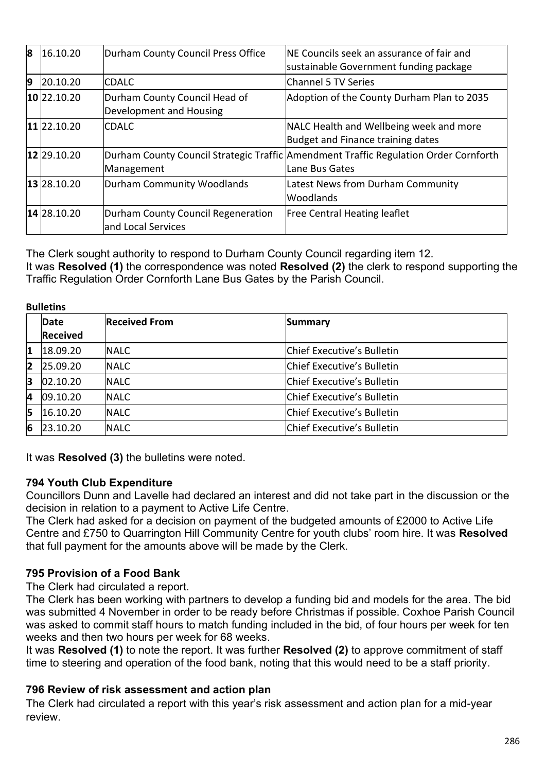| 8 | 16.10.20 | Durham County Council Press Office | NE Councils seek an assurance of fair and sustainable Government funding package |
|---|---|---|---|
| 9 | 20.10.20 | CDALC | Channel 5 TV Series |
| 10 | 22.10.20 | Durham County Council Head of Development and Housing | Adoption of the County Durham Plan to 2035 |
| 11 | 22.10.20 | CDALC | NALC Health and Wellbeing week and more Budget and Finance training dates |
| 12 | 29.10.20 | Durham County Council Strategic Traffic Management | Amendment Traffic Regulation Order Cornforth Lane Bus Gates |
| 13 | 28.10.20 | Durham Community Woodlands | Latest News from Durham Community Woodlands |
| 14 | 28.10.20 | Durham County Council Regeneration and Local Services | Free Central Heating leaflet |

The Clerk sought authority to respond to Durham County Council regarding item 12.
It was **Resolved (1)** the correspondence was noted **Resolved (2)** the clerk to respond supporting the Traffic Regulation Order Cornforth Lane Bus Gates by the Parish Council.

**Bulletins**

| | Date Received | Received From | Summary |
|---|---|---|---|
| 1 | 18.09.20 | NALC | Chief Executive's Bulletin |
| 2 | 25.09.20 | NALC | Chief Executive's Bulletin |
| 3 | 02.10.20 | NALC | Chief Executive's Bulletin |
| 4 | 09.10.20 | NALC | Chief Executive's Bulletin |
| 5 | 16.10.20 | NALC | Chief Executive's Bulletin |
| 6 | 23.10.20 | NALC | Chief Executive's Bulletin |

It was **Resolved (3)** the bulletins were noted.

**794 Youth Club Expenditure**

Councillors Dunn and Lavelle had declared an interest and did not take part in the discussion or the decision in relation to a payment to Active Life Centre.

The Clerk had asked for a decision on payment of the budgeted amounts of £2000 to Active Life Centre and £750 to Quarrington Hill Community Centre for youth clubs' room hire. It was **Resolved** that full payment for the amounts above will be made by the Clerk.

**795 Provision of a Food Bank**

The Clerk had circulated a report.

The Clerk has been working with partners to develop a funding bid and models for the area. The bid was submitted 4 November in order to be ready before Christmas if possible. Coxhoe Parish Council was asked to commit staff hours to match funding included in the bid, of four hours per week for ten weeks and then two hours per week for 68 weeks.

It was **Resolved (1)** to note the report. It was further **Resolved (2)** to approve commitment of staff time to steering and operation of the food bank, noting that this would need to be a staff priority.

**796 Review of risk assessment and action plan**

The Clerk had circulated a report with this year's risk assessment and action plan for a mid-year review.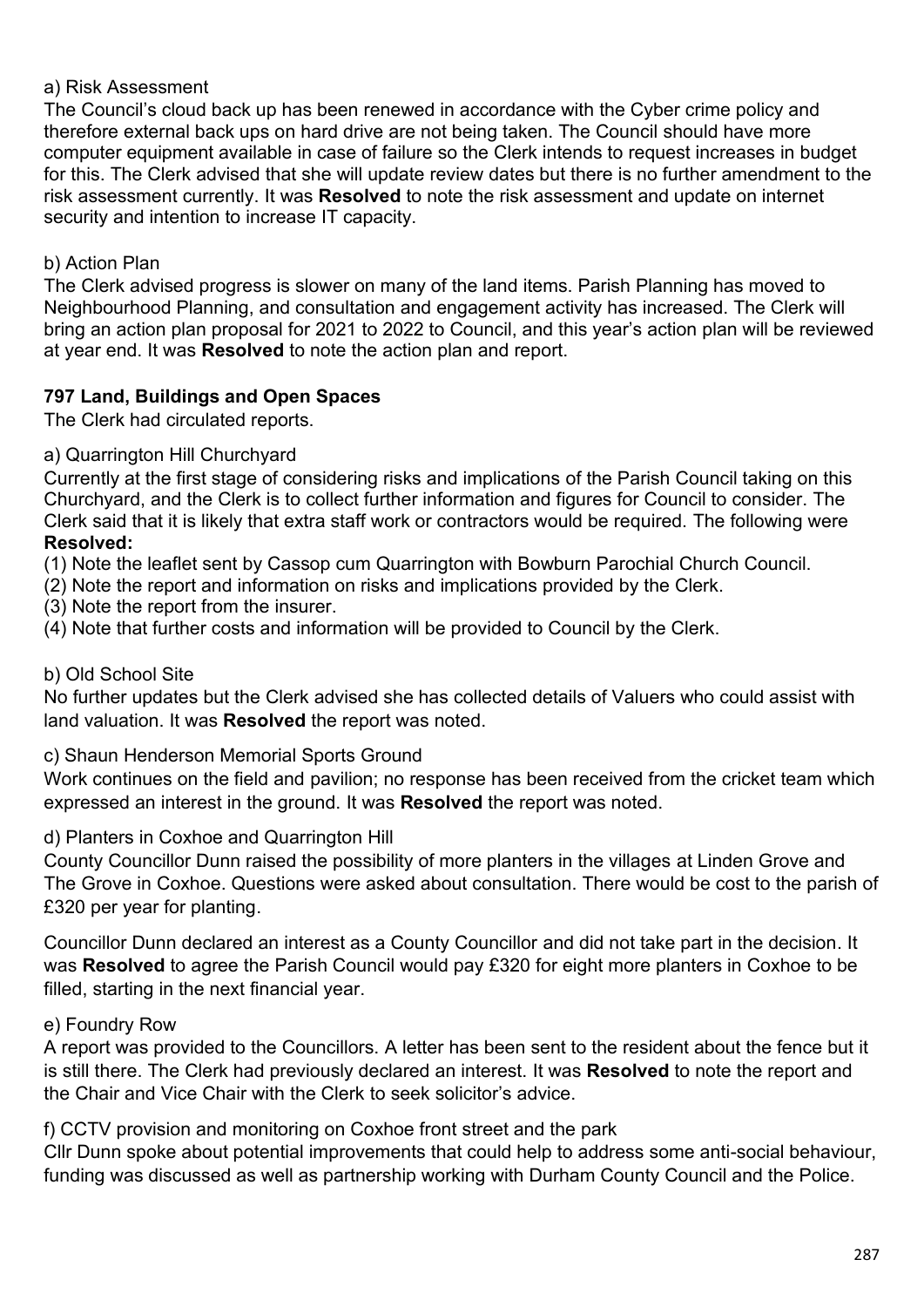a) Risk Assessment

The Council's cloud back up has been renewed in accordance with the Cyber crime policy and therefore external back ups on hard drive are not being taken. The Council should have more computer equipment available in case of failure so the Clerk intends to request increases in budget for this. The Clerk advised that she will update review dates but there is no further amendment to the risk assessment currently. It was **Resolved** to note the risk assessment and update on internet security and intention to increase IT capacity.

b) Action Plan

The Clerk advised progress is slower on many of the land items. Parish Planning has moved to Neighbourhood Planning, and consultation and engagement activity has increased. The Clerk will bring an action plan proposal for 2021 to 2022 to Council, and this year's action plan will be reviewed at year end. It was **Resolved** to note the action plan and report.

**797 Land, Buildings and Open Spaces**

The Clerk had circulated reports.

a) Quarrington Hill Churchyard

Currently at the first stage of considering risks and implications of the Parish Council taking on this Churchyard, and the Clerk is to collect further information and figures for Council to consider. The Clerk said that it is likely that extra staff work or contractors would be required. The following were **Resolved:**

(1) Note the leaflet sent by Cassop cum Quarrington with Bowburn Parochial Church Council.
(2) Note the report and information on risks and implications provided by the Clerk.
(3) Note the report from the insurer.
(4) Note that further costs and information will be provided to Council by the Clerk.

b) Old School Site

No further updates but the Clerk advised she has collected details of Valuers who could assist with land valuation. It was **Resolved** the report was noted.

c) Shaun Henderson Memorial Sports Ground

Work continues on the field and pavilion; no response has been received from the cricket team which expressed an interest in the ground. It was **Resolved** the report was noted.

d) Planters in Coxhoe and Quarrington Hill

County Councillor Dunn raised the possibility of more planters in the villages at Linden Grove and The Grove in Coxhoe. Questions were asked about consultation. There would be cost to the parish of £320 per year for planting.

Councillor Dunn declared an interest as a County Councillor and did not take part in the decision. It was **Resolved** to agree the Parish Council would pay £320 for eight more planters in Coxhoe to be filled, starting in the next financial year.

e) Foundry Row

A report was provided to the Councillors. A letter has been sent to the resident about the fence but it is still there. The Clerk had previously declared an interest. It was **Resolved** to note the report and the Chair and Vice Chair with the Clerk to seek solicitor's advice.

f) CCTV provision and monitoring on Coxhoe front street and the park

Cllr Dunn spoke about potential improvements that could help to address some anti-social behaviour, funding was discussed as well as partnership working with Durham County Council and the Police.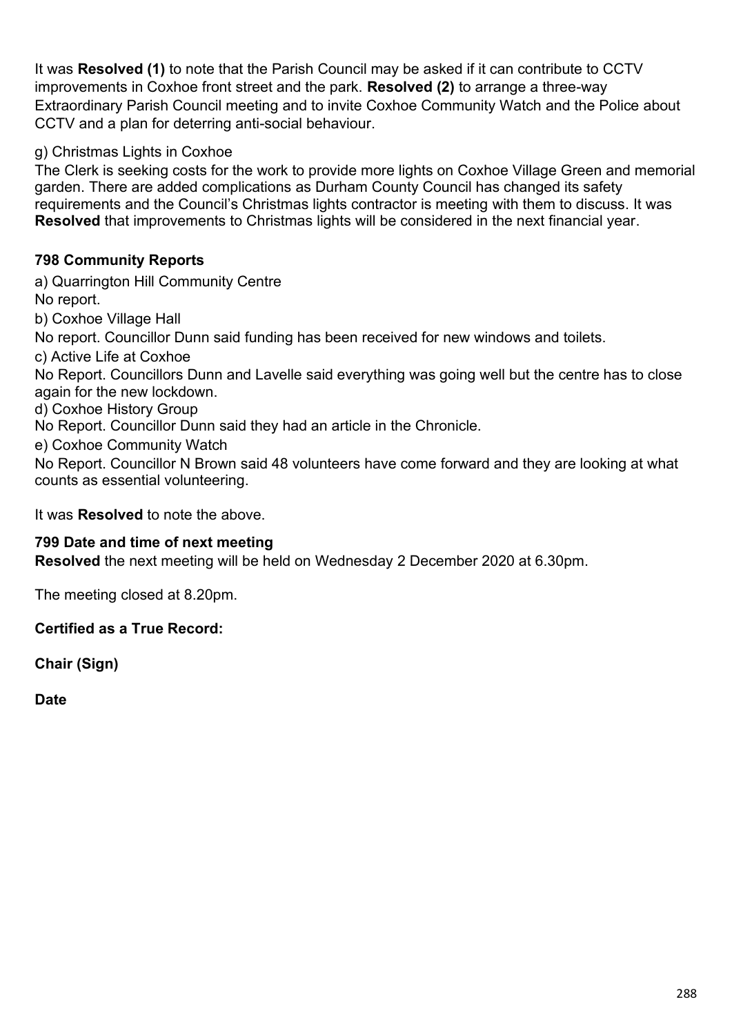It was **Resolved (1)** to note that the Parish Council may be asked if it can contribute to CCTV improvements in Coxhoe front street and the park. **Resolved (2)** to arrange a three-way Extraordinary Parish Council meeting and to invite Coxhoe Community Watch and the Police about CCTV and a plan for deterring anti-social behaviour.

g) Christmas Lights in Coxhoe

The Clerk is seeking costs for the work to provide more lights on Coxhoe Village Green and memorial garden. There are added complications as Durham County Council has changed its safety requirements and the Council's Christmas lights contractor is meeting with them to discuss. It was **Resolved** that improvements to Christmas lights will be considered in the next financial year.

**798 Community Reports**

a) Quarrington Hill Community Centre

No report.

b) Coxhoe Village Hall

No report. Councillor Dunn said funding has been received for new windows and toilets.

c) Active Life at Coxhoe

No Report. Councillors Dunn and Lavelle said everything was going well but the centre has to close again for the new lockdown.

d) Coxhoe History Group

No Report. Councillor Dunn said they had an article in the Chronicle.

e) Coxhoe Community Watch

No Report. Councillor N Brown said 48 volunteers have come forward and they are looking at what counts as essential volunteering.

It was **Resolved** to note the above.

**799 Date and time of next meeting**

**Resolved** the next meeting will be held on Wednesday 2 December 2020 at 6.30pm.

The meeting closed at 8.20pm.

**Certified as a True Record:**

**Chair (Sign)**

**Date**